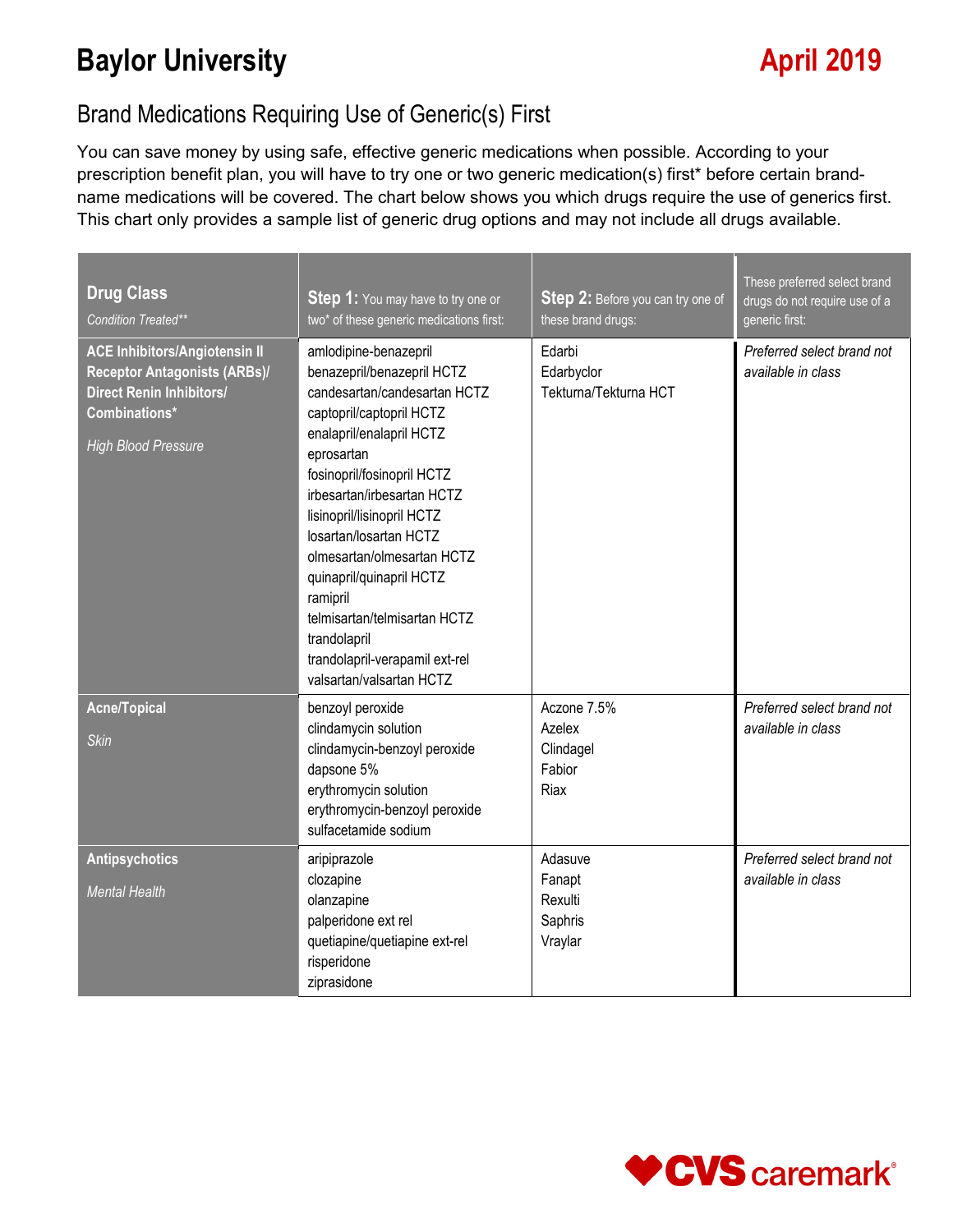# Baylor University

**April 2019**

## Brand Medications Requiring Use of Generic(s) First

You can save money by using safe, effective generic medications when possible. According to your prescription benefit plan, you will have to try one or two generic medication(s) first* before certain brand-name medications will be covered. The chart below shows you which drugs require the use of generics first. This chart only provides a sample list of generic drug options and may not include all drugs available.

| **Drug Class** *Condition Treated*** | **Step 1:** You may have to try one or two* of these generic medications first: | **Step 2:** Before you can try one of these brand drugs: | These preferred select brand drugs do not require use of a generic first: |
|---|---|---|---|
| **ACE Inhibitors/Angiotensin II Receptor Antagonists (ARBs)/ Direct Renin Inhibitors/ Combinations*** *High Blood Pressure* | amlodipine-benazepril<br>benazepril/benazepril HCTZ<br>candesartan/candesartan HCTZ<br>captopril/captopril HCTZ<br>enalapril/enalapril HCTZ<br>eprosartan<br>fosinopril/fosinopril HCTZ<br>irbesartan/irbesartan HCTZ<br>lisinopril/lisinopril HCTZ<br>losartan/losartan HCTZ<br>olmesartan/olmesartan HCTZ<br>quinapril/quinapril HCTZ<br>ramipril<br>telmisartan/telmisartan HCTZ<br>trandolapril<br>trandolapril-verapamil ext-rel<br>valsartan/valsartan HCTZ | Edarbi<br>Edarbyclor<br>Tekturna/Tekturna HCT | *Preferred select brand not available in class* |
| **Acne/Topical** *Skin* | benzoyl peroxide<br>clindamycin solution<br>clindamycin-benzoyl peroxide<br>dapsone 5%<br>erythromycin solution<br>erythromycin-benzoyl peroxide<br>sulfacetamide sodium | Aczone 7.5%<br>Azelex<br>Clindagel<br>Fabior<br>Riax | *Preferred select brand not available in class* |
| **Antipsychotics** *Mental Health* | aripiprazole<br>clozapine<br>olanzapine<br>palperidone ext rel<br>quetiapine/quetiapine ext-rel<br>risperidone<br>ziprasidone | Adasuve<br>Fanapt<br>Rexulti<br>Saphris<br>Vraylar | *Preferred select brand not available in class* |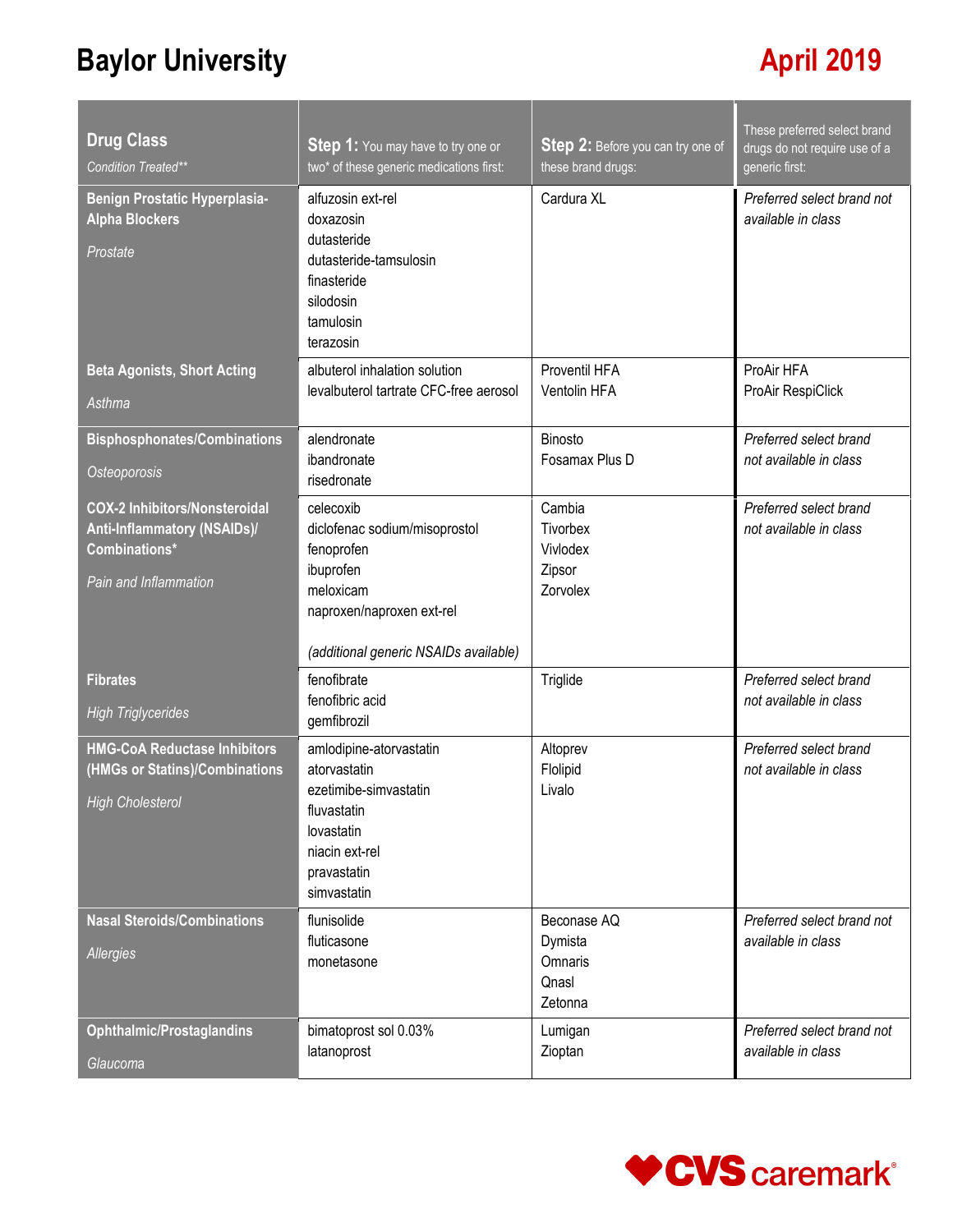# Baylor University

## April 2019

| **Drug Class** *Condition Treated*** | **Step 1:** You may have to try one or two* of these generic medications first: | **Step 2:** Before you can try one of these brand drugs: | These preferred select brand drugs do not require use of a generic first: |
|---|---|---|---|
| **Benign Prostatic Hyperplasia-Alpha Blockers** *Prostate* | alfuzosin ext-rel<br>doxazosin<br>dutasteride<br>dutasteride-tamsulosin<br>finasteride<br>silodosin<br>tamulosin<br>terazosin | Cardura XL | *Preferred select brand not available in class* |
| **Beta Agonists, Short Acting** *Asthma* | albuterol inhalation solution<br>levalbuterol tartrate CFC-free aerosol | Proventil HFA<br>Ventolin HFA | ProAir HFA<br>ProAir RespiClick |
| **Bisphosphonates/Combinations** *Osteoporosis* | alendronate<br>ibandronate<br>risedronate | Binosto<br>Fosamax Plus D | *Preferred select brand not available in class* |
| **COX-2 Inhibitors/Nonsteroidal Anti-Inflammatory (NSAIDs)/ Combinations*** *Pain and Inflammation* | celecoxib<br>diclofenac sodium/misoprostol<br>fenoprofen<br>ibuprofen<br>meloxicam<br>naproxen/naproxen ext-rel<br><br>*(additional generic NSAIDs available)* | Cambia<br>Tivorbex<br>Vivlodex<br>Zipsor<br>Zorvolex | *Preferred select brand not available in class* |
| **Fibrates** *High Triglycerides* | fenofibrate<br>fenofibric acid<br>gemfibrozil | Triglide | *Preferred select brand not available in class* |
| **HMG-CoA Reductase Inhibitors (HMGs or Statins)/Combinations** *High Cholesterol* | amlodipine-atorvastatin<br>atorvastatin<br>ezetimibe-simvastatin<br>fluvastatin<br>lovastatin<br>niacin ext-rel<br>pravastatin<br>simvastatin | Altoprev<br>Flolipid<br>Livalo | *Preferred select brand not available in class* |
| **Nasal Steroids/Combinations** *Allergies* | flunisolide<br>fluticasone<br>monetasone | Beconase AQ<br>Dymista<br>Omnaris<br>Qnasl<br>Zetonna | *Preferred select brand not available in class* |
| **Ophthalmic/Prostaglandins** *Glaucoma* | bimatoprost sol 0.03%<br>latanoprost | Lumigan<br>Zioptan | *Preferred select brand not available in class* |

CVS caremark®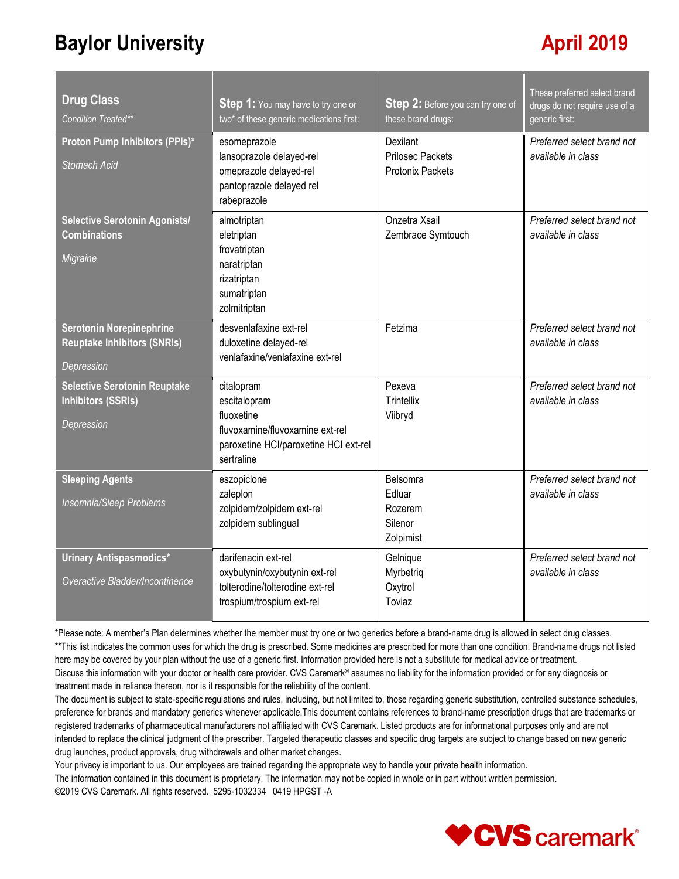# Baylor University

## April 2019

| **Drug Class** *Condition Treated*** | **Step 1:** You may have to try one or two* of these generic medications first: | **Step 2:** Before you can try one of these brand drugs: | These preferred select brand drugs do not require use of a generic first: |
|---|---|---|---|
| **Proton Pump Inhibitors (PPIs)*** *Stomach Acid* | esomeprazole<br>lansoprazole delayed-rel<br>omeprazole delayed-rel<br>pantoprazole delayed rel<br>rabeprazole | Dexilant<br>Prilosec Packets<br>Protonix Packets | *Preferred select brand not available in class* |
| **Selective Serotonin Agonists/ Combinations** *Migraine* | almotriptan<br>eletriptan<br>frovatriptan<br>naratriptan<br>rizatriptan<br>sumatriptan<br>zolmitriptan | Onzetra Xsail<br>Zembrace Symtouch | *Preferred select brand not available in class* |
| **Serotonin Norepinephrine Reuptake Inhibitors (SNRIs)** *Depression* | desvenlafaxine ext-rel<br>duloxetine delayed-rel<br>venlafaxine/venlafaxine ext-rel | Fetzima | *Preferred select brand not available in class* |
| **Selective Serotonin Reuptake Inhibitors (SSRIs)** *Depression* | citalopram<br>escitalopram<br>fluoxetine<br>fluvoxamine/fluvoxamine ext-rel<br>paroxetine HCl/paroxetine HCl ext-rel<br>sertraline | Pexeva<br>Trintellix<br>Viibryd | *Preferred select brand not available in class* |
| **Sleeping Agents** *Insomnia/Sleep Problems* | eszopiclone<br>zaleplon<br>zolpidem/zolpidem ext-rel<br>zolpidem sublingual | Belsomra<br>Edluar<br>Rozerem<br>Silenor<br>Zolpimist | *Preferred select brand not available in class* |
| **Urinary Antispasmodics*** *Overactive Bladder/Incontinence* | darifenacin ext-rel<br>oxybutynin/oxybutynin ext-rel<br>tolterodine/tolterodine ext-rel<br>trospium/trospium ext-rel | Gelnique<br>Myrbetriq<br>Oxytrol<br>Toviaz | *Preferred select brand not available in class* |

*Please note: A member's Plan determines whether the member must try one or two generics before a brand-name drug is allowed in select drug classes.

**This list indicates the common uses for which the drug is prescribed. Some medicines are prescribed for more than one condition. Brand-name drugs not listed here may be covered by your plan without the use of a generic first. Information provided here is not a substitute for medical advice or treatment.

Discuss this information with your doctor or health care provider. CVS Caremark® assumes no liability for the information provided or for any diagnosis or treatment made in reliance thereon, nor is it responsible for the reliability of the content.

The document is subject to state-specific regulations and rules, including, but not limited to, those regarding generic substitution, controlled substance schedules, preference for brands and mandatory generics whenever applicable.This document contains references to brand-name prescription drugs that are trademarks or registered trademarks of pharmaceutical manufacturers not affiliated with CVS Caremark. Listed products are for informational purposes only and are not intended to replace the clinical judgment of the prescriber. Targeted therapeutic classes and specific drug targets are subject to change based on new generic drug launches, product approvals, drug withdrawals and other market changes.

Your privacy is important to us. Our employees are trained regarding the appropriate way to handle your private health information.

The information contained in this document is proprietary. The information may not be copied in whole or in part without written permission.

©2019 CVS Caremark. All rights reserved. 5295-1032334 0419 HPGST -A

CVS caremark®